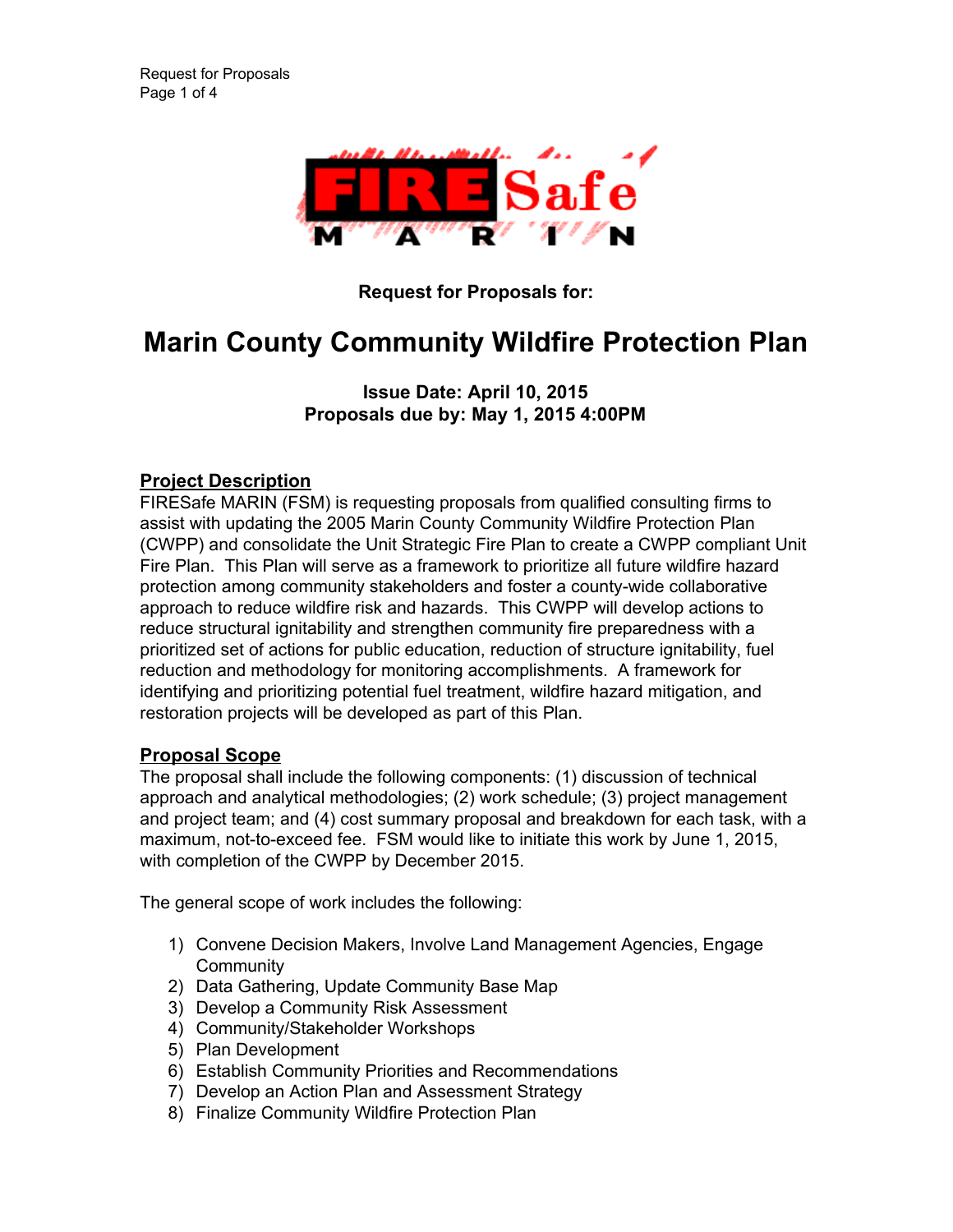**Request for Proposals for:**

# Marin County Community Wildfire Protection Plan

**Issue Date: April 10, 2015**
**Proposals due by: May 1, 2015 4:00PM**

## Project Description

FIRESafe MARIN (FSM) is requesting proposals from qualified consulting firms to assist with updating the 2005 Marin County Community Wildfire Protection Plan (CWPP) and consolidate the Unit Strategic Fire Plan to create a CWPP compliant Unit Fire Plan. This Plan will serve as a framework to prioritize all future wildfire hazard protection among community stakeholders and foster a county-wide collaborative approach to reduce wildfire risk and hazards. This CWPP will develop actions to reduce structural ignitability and strengthen community fire preparedness with a prioritized set of actions for public education, reduction of structure ignitability, fuel reduction and methodology for monitoring accomplishments. A framework for identifying and prioritizing potential fuel treatment, wildfire hazard mitigation, and restoration projects will be developed as part of this Plan.

## Proposal Scope

The proposal shall include the following components: (1) discussion of technical approach and analytical methodologies; (2) work schedule; (3) project management and project team; and (4) cost summary proposal and breakdown for each task, with a maximum, not-to-exceed fee. FSM would like to initiate this work by June 1, 2015, with completion of the CWPP by December 2015.

The general scope of work includes the following:

1) Convene Decision Makers, Involve Land Management Agencies, Engage Community
2) Data Gathering, Update Community Base Map
3) Develop a Community Risk Assessment
4) Community/Stakeholder Workshops
5) Plan Development
6) Establish Community Priorities and Recommendations
7) Develop an Action Plan and Assessment Strategy
8) Finalize Community Wildfire Protection Plan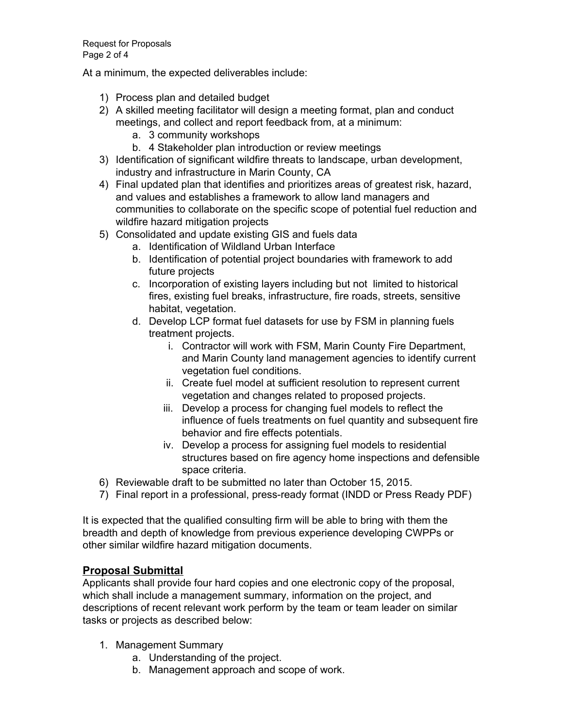At a minimum, the expected deliverables include:

1) Process plan and detailed budget
2) A skilled meeting facilitator will design a meeting format, plan and conduct meetings, and collect and report feedback from, at a minimum:
   a. 3 community workshops
   b. 4 Stakeholder plan introduction or review meetings
3) Identification of significant wildfire threats to landscape, urban development, industry and infrastructure in Marin County, CA
4) Final updated plan that identifies and prioritizes areas of greatest risk, hazard, and values and establishes a framework to allow land managers and communities to collaborate on the specific scope of potential fuel reduction and wildfire hazard mitigation projects
5) Consolidated and update existing GIS and fuels data
   a. Identification of Wildland Urban Interface
   b. Identification of potential project boundaries with framework to add future projects
   c. Incorporation of existing layers including but not limited to historical fires, existing fuel breaks, infrastructure, fire roads, streets, sensitive habitat, vegetation.
   d. Develop LCP format fuel datasets for use by FSM in planning fuels treatment projects.
      i. Contractor will work with FSM, Marin County Fire Department, and Marin County land management agencies to identify current vegetation fuel conditions.
      ii. Create fuel model at sufficient resolution to represent current vegetation and changes related to proposed projects.
      iii. Develop a process for changing fuel models to reflect the influence of fuels treatments on fuel quantity and subsequent fire behavior and fire effects potentials.
      iv. Develop a process for assigning fuel models to residential structures based on fire agency home inspections and defensible space criteria.
6) Reviewable draft to be submitted no later than October 15, 2015.
7) Final report in a professional, press-ready format (INDD or Press Ready PDF)

It is expected that the qualified consulting firm will be able to bring with them the breadth and depth of knowledge from previous experience developing CWPPs or other similar wildfire hazard mitigation documents.

## Proposal Submittal

Applicants shall provide four hard copies and one electronic copy of the proposal, which shall include a management summary, information on the project, and descriptions of recent relevant work perform by the team or team leader on similar tasks or projects as described below:

1. Management Summary
   a. Understanding of the project.
   b. Management approach and scope of work.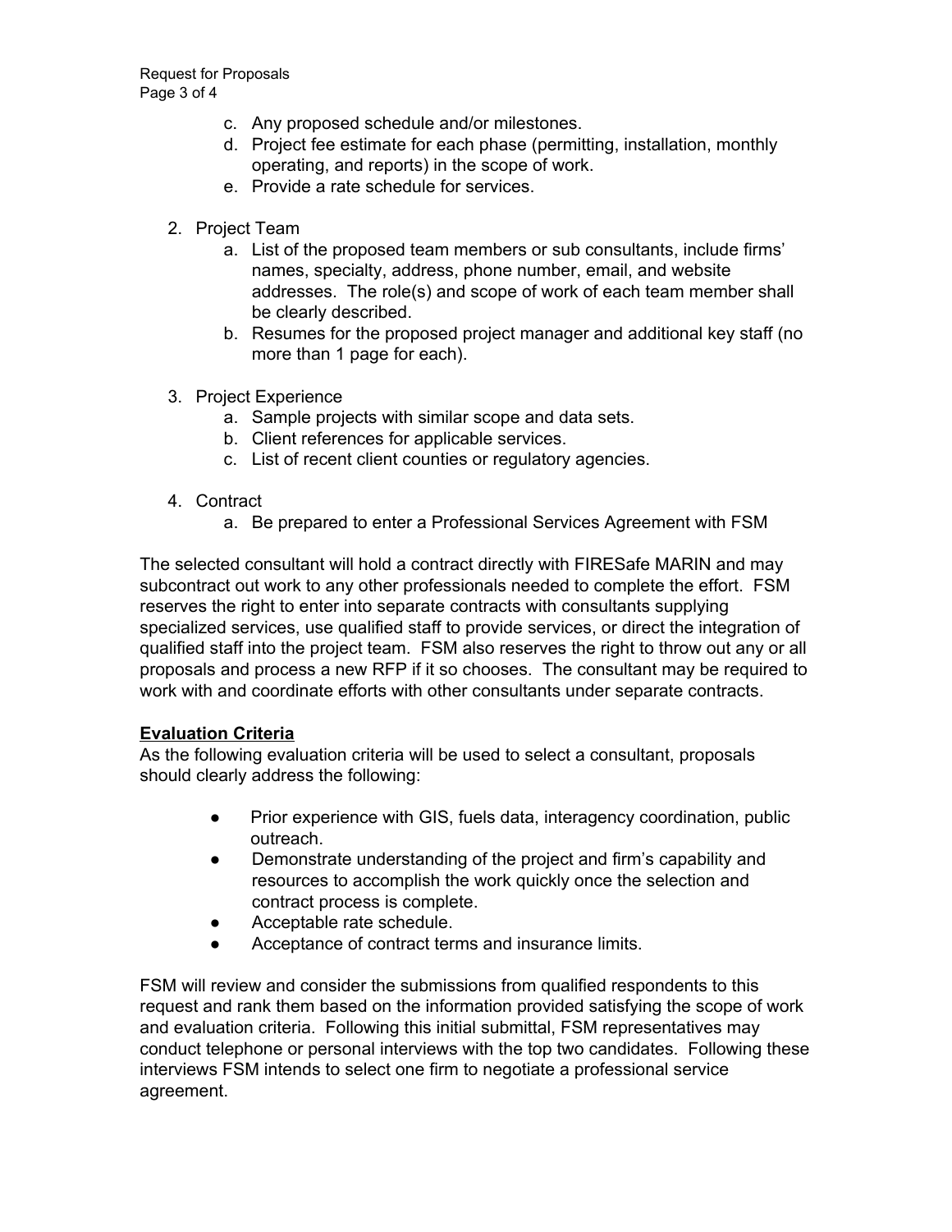c. Any proposed schedule and/or milestones.
d. Project fee estimate for each phase (permitting, installation, monthly operating, and reports) in the scope of work.
e. Provide a rate schedule for services.

2. Project Team
    a. List of the proposed team members or sub consultants, include firms' names, specialty, address, phone number, email, and website addresses. The role(s) and scope of work of each team member shall be clearly described.
    b. Resumes for the proposed project manager and additional key staff (no more than 1 page for each).

3. Project Experience
    a. Sample projects with similar scope and data sets.
    b. Client references for applicable services.
    c. List of recent client counties or regulatory agencies.

4. Contract
    a. Be prepared to enter a Professional Services Agreement with FSM

The selected consultant will hold a contract directly with FIRESafe MARIN and may subcontract out work to any other professionals needed to complete the effort. FSM reserves the right to enter into separate contracts with consultants supplying specialized services, use qualified staff to provide services, or direct the integration of qualified staff into the project team. FSM also reserves the right to throw out any or all proposals and process a new RFP if it so chooses. The consultant may be required to work with and coordinate efforts with other consultants under separate contracts.

**Evaluation Criteria**

As the following evaluation criteria will be used to select a consultant, proposals should clearly address the following:

- Prior experience with GIS, fuels data, interagency coordination, public outreach.
- Demonstrate understanding of the project and firm's capability and resources to accomplish the work quickly once the selection and contract process is complete.
- Acceptable rate schedule.
- Acceptance of contract terms and insurance limits.

FSM will review and consider the submissions from qualified respondents to this request and rank them based on the information provided satisfying the scope of work and evaluation criteria. Following this initial submittal, FSM representatives may conduct telephone or personal interviews with the top two candidates. Following these interviews FSM intends to select one firm to negotiate a professional service agreement.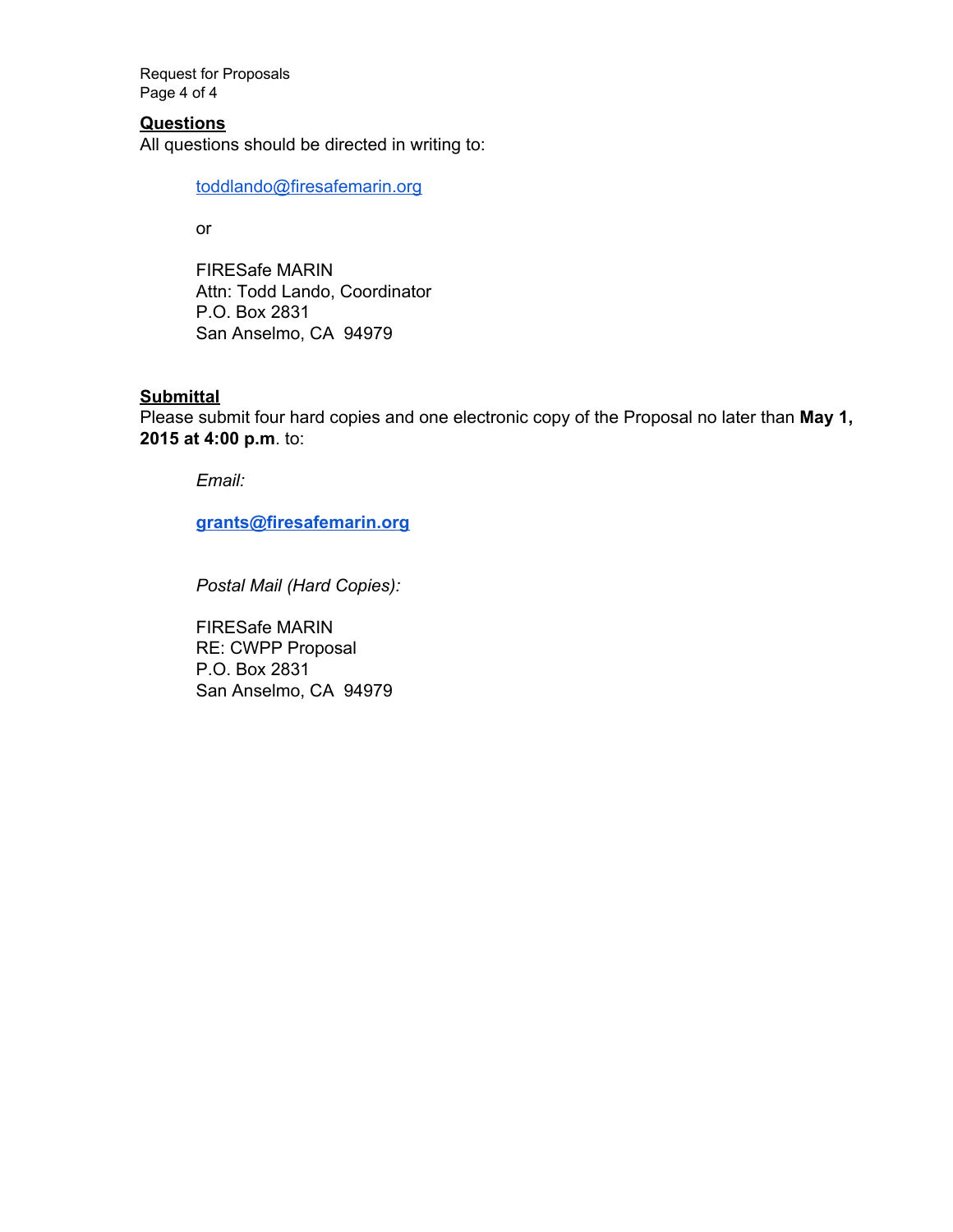**Questions**

All questions should be directed in writing to:

> toddlando@firesafemarin.org
>
> or
>
> FIRESafe MARIN
> Attn: Todd Lando, Coordinator
> P.O. Box 2831
> San Anselmo, CA 94979

**Submittal**

Please submit four hard copies and one electronic copy of the Proposal no later than **May 1, 2015 at 4:00 p.m**. to:

> *Email:*
>
> **grants@firesafemarin.org**
>
> *Postal Mail (Hard Copies):*
>
> FIRESafe MARIN
> RE: CWPP Proposal
> P.O. Box 2831
> San Anselmo, CA 94979